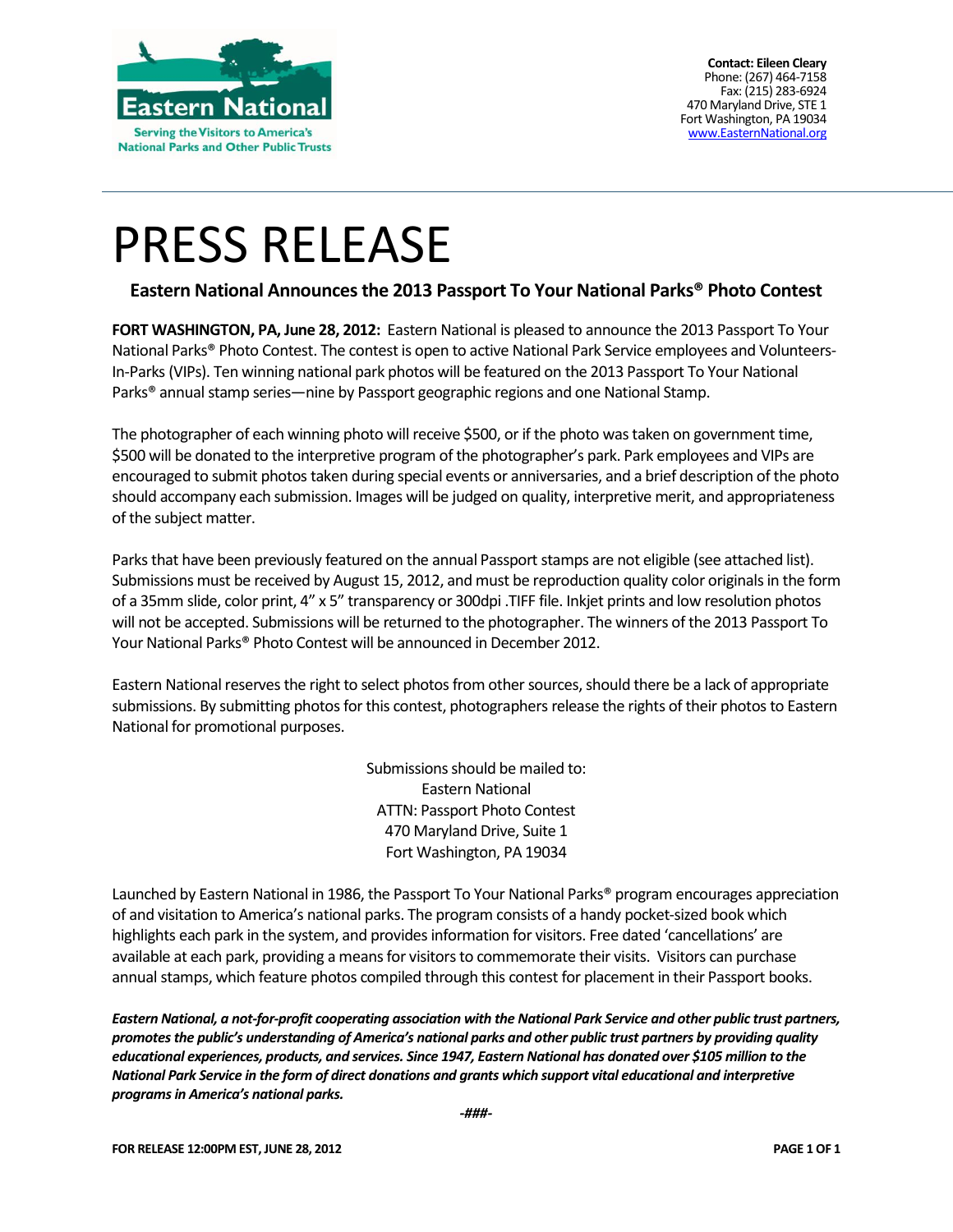Eastern National

Serving the Visitors to America's National Parks and Other Public Trusts

**Contact: Eileen Cleary**
Phone: (267) 464-7158
Fax: (215) 283-6924
470 Maryland Drive, STE 1
Fort Washington, PA 19034
www.EasternNational.org

# PRESS RELEASE

## Eastern National Announces the 2013 Passport To Your National Parks® Photo Contest

**FORT WASHINGTON, PA, June 28, 2012:** Eastern National is pleased to announce the 2013 Passport To Your National Parks® Photo Contest. The contest is open to active National Park Service employees and Volunteers-In-Parks (VIPs). Ten winning national park photos will be featured on the 2013 Passport To Your National Parks® annual stamp series—nine by Passport geographic regions and one National Stamp.

The photographer of each winning photo will receive $500, or if the photo was taken on government time, $500 will be donated to the interpretive program of the photographer's park. Park employees and VIPs are encouraged to submit photos taken during special events or anniversaries, and a brief description of the photo should accompany each submission. Images will be judged on quality, interpretive merit, and appropriateness of the subject matter.

Parks that have been previously featured on the annual Passport stamps are not eligible (see attached list). Submissions must be received by August 15, 2012, and must be reproduction quality color originals in the form of a 35mm slide, color print, 4" x 5" transparency or 300dpi .TIFF file. Inkjet prints and low resolution photos will not be accepted. Submissions will be returned to the photographer. The winners of the 2013 Passport To Your National Parks® Photo Contest will be announced in December 2012.

Eastern National reserves the right to select photos from other sources, should there be a lack of appropriate submissions. By submitting photos for this contest, photographers release the rights of their photos to Eastern National for promotional purposes.

Submissions should be mailed to:
Eastern National
ATTN: Passport Photo Contest
470 Maryland Drive, Suite 1
Fort Washington, PA 19034

Launched by Eastern National in 1986, the Passport To Your National Parks® program encourages appreciation of and visitation to America's national parks. The program consists of a handy pocket-sized book which highlights each park in the system, and provides information for visitors. Free dated 'cancellations' are available at each park, providing a means for visitors to commemorate their visits. Visitors can purchase annual stamps, which feature photos compiled through this contest for placement in their Passport books.

***Eastern National, a not-for-profit cooperating association with the National Park Service and other public trust partners, promotes the public's understanding of America's national parks and other public trust partners by providing quality educational experiences, products, and services. Since 1947, Eastern National has donated over $105 million to the National Park Service in the form of direct donations and grants which support vital educational and interpretive programs in America's national parks.***

***-###-***

**FOR RELEASE 12:00PM EST, JUNE 28, 2012**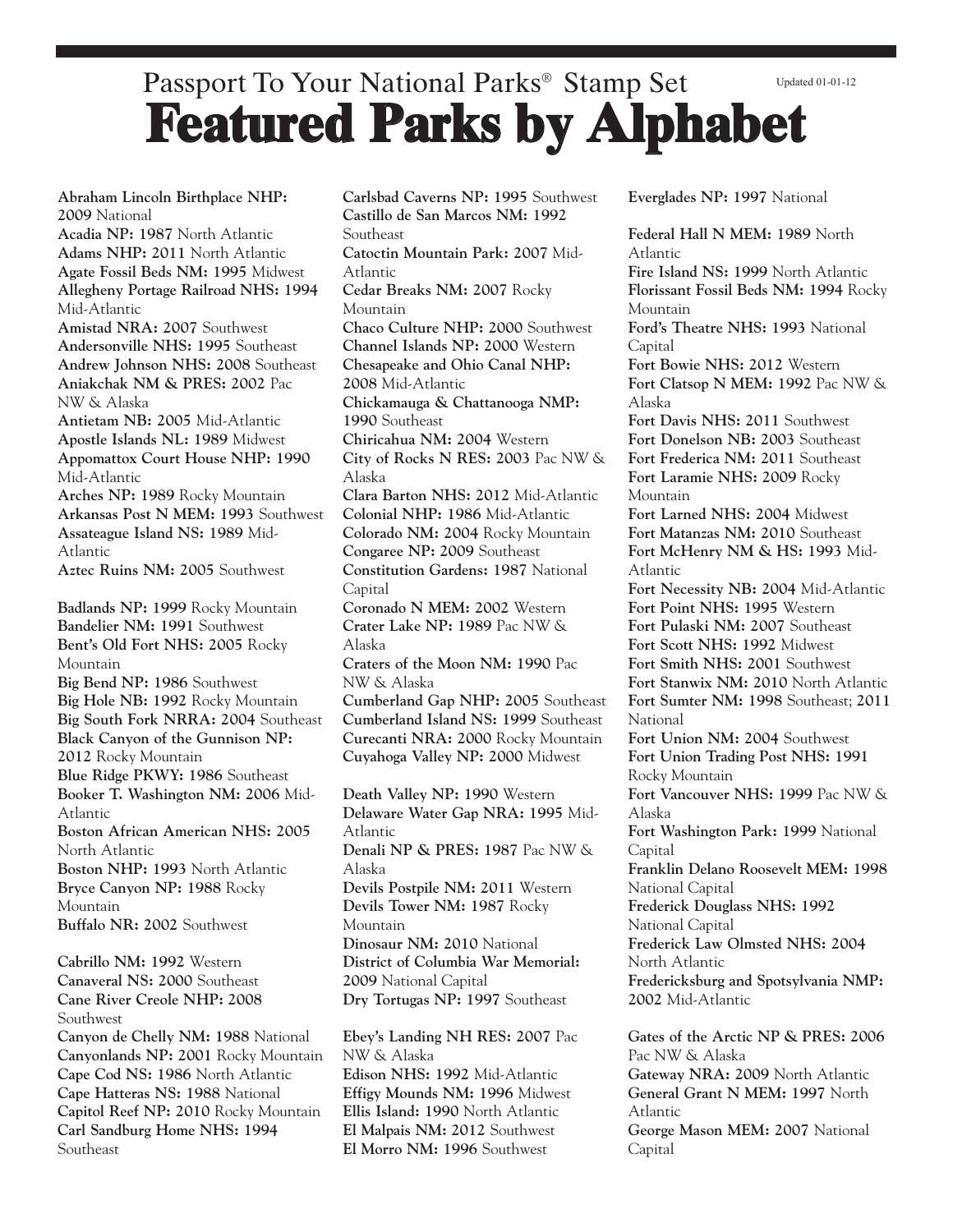Passport To Your National Parks® Stamp Set

Updated 01-01-12

# Featured Parks by Alphabet

**Abraham Lincoln Birthplace NHP: 2009** National
**Acadia NP: 1987** North Atlantic
**Adams NHP: 2011** North Atlantic
**Agate Fossil Beds NM: 1995** Midwest
**Allegheny Portage Railroad NHS: 1994** Mid-Atlantic
**Amistad NRA: 2007** Southwest
**Andersonville NHS: 1995** Southeast
**Andrew Johnson NHS: 2008** Southeast
**Aniakchak NM & PRES: 2002** Pac NW & Alaska
**Antietam NB: 2005** Mid-Atlantic
**Apostle Islands NL: 1989** Midwest
**Appomattox Court House NHP: 1990** Mid-Atlantic
**Arches NP: 1989** Rocky Mountain
**Arkansas Post N MEM: 1993** Southwest
**Assateague Island NS: 1989** Mid-Atlantic
**Aztec Ruins NM: 2005** Southwest

**Badlands NP: 1999** Rocky Mountain
**Bandelier NM: 1991** Southwest
**Bent's Old Fort NHS: 2005** Rocky Mountain
**Big Bend NP: 1986** Southwest
**Big Hole NB: 1992** Rocky Mountain
**Big South Fork NRRA: 2004** Southeast
**Black Canyon of the Gunnison NP: 2012** Rocky Mountain
**Blue Ridge PKWY: 1986** Southeast
**Booker T. Washington NM: 2006** Mid-Atlantic
**Boston African American NHS: 2005** North Atlantic
**Boston NHP: 1993** North Atlantic
**Bryce Canyon NP: 1988** Rocky Mountain
**Buffalo NR: 2002** Southwest

**Cabrillo NM: 1992** Western
**Canaveral NS: 2000** Southeast
**Cane River Creole NHP: 2008** Southwest
**Canyon de Chelly NM: 1988** National
**Canyonlands NP: 2001** Rocky Mountain
**Cape Cod NS: 1986** North Atlantic
**Cape Hatteras NS: 1988** National
**Capitol Reef NP: 2010** Rocky Mountain
**Carl Sandburg Home NHS: 1994** Southeast
**Carlsbad Caverns NP: 1995** Southwest
**Castillo de San Marcos NM: 1992** Southeast
**Catoctin Mountain Park: 2007** Mid-Atlantic
**Cedar Breaks NM: 2007** Rocky Mountain
**Chaco Culture NHP: 2000** Southwest
**Channel Islands NP: 2000** Western
**Chesapeake and Ohio Canal NHP: 2008** Mid-Atlantic
**Chickamauga & Chattanooga NMP: 1990** Southeast
**Chiricahua NM: 2004** Western
**City of Rocks N RES: 2003** Pac NW & Alaska
**Clara Barton NHS: 2012** Mid-Atlantic
**Colonial NHP: 1986** Mid-Atlantic
**Colorado NM: 2004** Rocky Mountain
**Congaree NP: 2009** Southeast
**Constitution Gardens: 1987** National Capital
**Coronado N MEM: 2002** Western
**Crater Lake NP: 1989** Pac NW & Alaska
**Craters of the Moon NM: 1990** Pac NW & Alaska
**Cumberland Gap NHP: 2005** Southeast
**Cumberland Island NS: 1999** Southeast
**Curecanti NRA: 2000** Rocky Mountain
**Cuyahoga Valley NP: 2000** Midwest

**Death Valley NP: 1990** Western
**Delaware Water Gap NRA: 1995** Mid-Atlantic
**Denali NP & PRES: 1987** Pac NW & Alaska
**Devils Postpile NM: 2011** Western
**Devils Tower NM: 1987** Rocky Mountain
**Dinosaur NM: 2010** National
**District of Columbia War Memorial: 2009** National Capital
**Dry Tortugas NP: 1997** Southeast

**Ebey's Landing NH RES: 2007** Pac NW & Alaska
**Edison NHS: 1992** Mid-Atlantic
**Effigy Mounds NM: 1996** Midwest
**Ellis Island: 1990** North Atlantic
**El Malpais NM: 2012** Southwest
**El Morro NM: 1996** Southwest
**Everglades NP: 1997** National

**Federal Hall N MEM: 1989** North Atlantic
**Fire Island NS: 1999** North Atlantic
**Florissant Fossil Beds NM: 1994** Rocky Mountain
**Ford's Theatre NHS: 1993** National Capital
**Fort Bowie NHS: 2012** Western
**Fort Clatsop N MEM: 1992** Pac NW & Alaska
**Fort Davis NHS: 2011** Southwest
**Fort Donelson NB: 2003** Southeast
**Fort Frederica NM: 2011** Southeast
**Fort Laramie NHS: 2009** Rocky Mountain
**Fort Larned NHS: 2004** Midwest
**Fort Matanzas NM: 2010** Southeast
**Fort McHenry NM & HS: 1993** Mid-Atlantic
**Fort Necessity NB: 2004** Mid-Atlantic
**Fort Point NHS: 1995** Western
**Fort Pulaski NM: 2007** Southeast
**Fort Scott NHS: 1992** Midwest
**Fort Smith NHS: 2001** Southwest
**Fort Stanwix NM: 2010** North Atlantic
**Fort Sumter NM: 1998** Southeast; **2011** National
**Fort Union NM: 2004** Southwest
**Fort Union Trading Post NHS: 1991** Rocky Mountain
**Fort Vancouver NHS: 1999** Pac NW & Alaska
**Fort Washington Park: 1999** National Capital
**Franklin Delano Roosevelt MEM: 1998** National Capital
**Frederick Douglass NHS: 1992** National Capital
**Frederick Law Olmsted NHS: 2004** North Atlantic
**Fredericksburg and Spotsylvania NMP: 2002** Mid-Atlantic

**Gates of the Arctic NP & PRES: 2006** Pac NW & Alaska
**Gateway NRA: 2009** North Atlantic
**General Grant N MEM: 1997** North Atlantic
**George Mason MEM: 2007** National Capital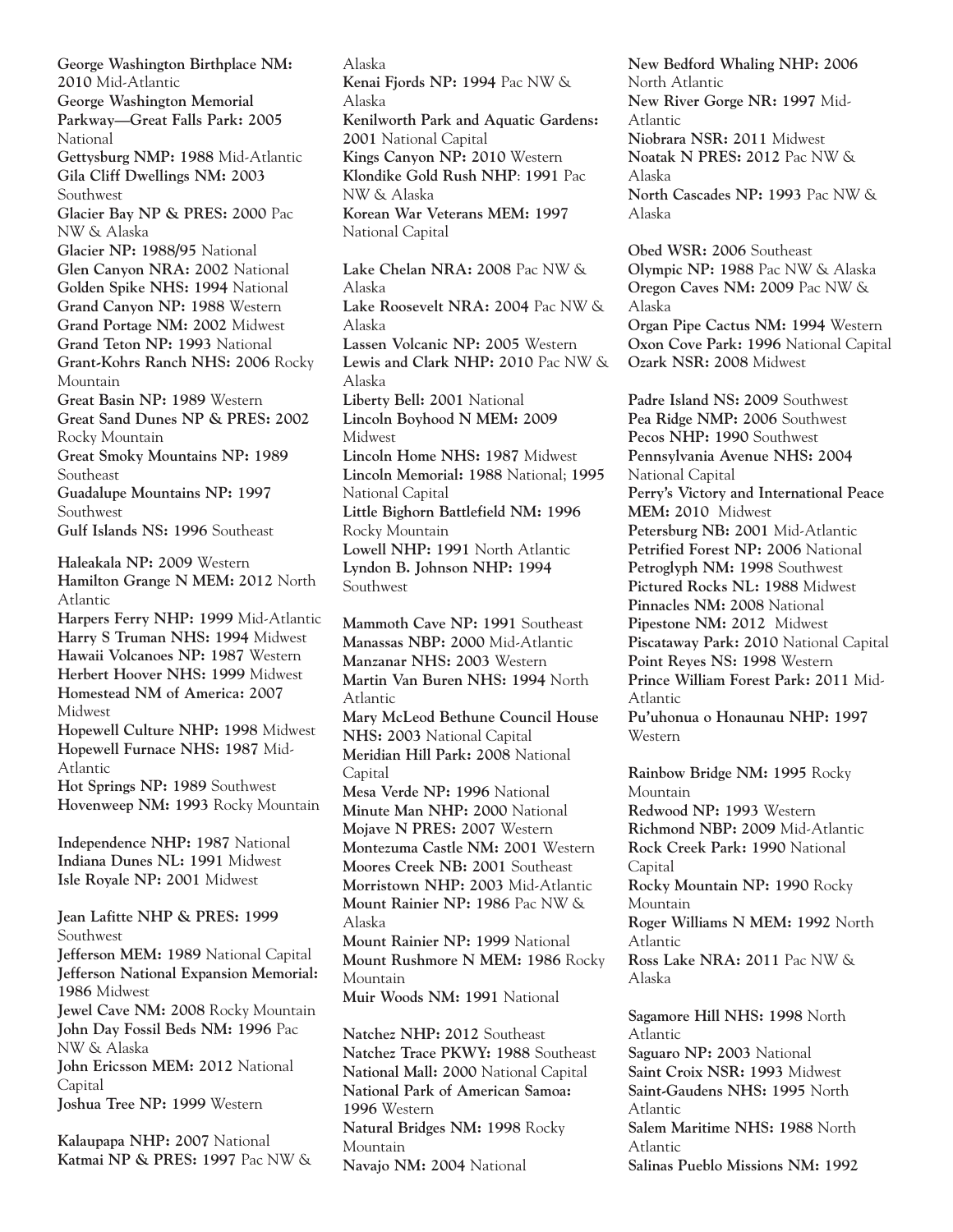**George Washington Birthplace NM: 2010** Mid-Atlantic
**George Washington Memorial Parkway—Great Falls Park: 2005** National
**Gettysburg NMP: 1988** Mid-Atlantic
**Gila Cliff Dwellings NM: 2003** Southwest
**Glacier Bay NP & PRES: 2000** Pac NW & Alaska
**Glacier NP: 1988/95** National
**Glen Canyon NRA: 2002** National
**Golden Spike NHS: 1994** National
**Grand Canyon NP: 1988** Western
**Grand Portage NM: 2002** Midwest
**Grand Teton NP: 1993** National
**Grant-Kohrs Ranch NHS: 2006** Rocky Mountain
**Great Basin NP: 1989** Western
**Great Sand Dunes NP & PRES: 2002** Rocky Mountain
**Great Smoky Mountains NP: 1989** Southeast
**Guadalupe Mountains NP: 1997** Southwest
**Gulf Islands NS: 1996** Southeast

**Haleakala NP: 2009** Western
**Hamilton Grange N MEM: 2012** North Atlantic
**Harpers Ferry NHP: 1999** Mid-Atlantic
**Harry S Truman NHS: 1994** Midwest
**Hawaii Volcanoes NP: 1987** Western
**Herbert Hoover NHS: 1999** Midwest
**Homestead NM of America: 2007** Midwest
**Hopewell Culture NHP: 1998** Midwest
**Hopewell Furnace NHS: 1987** Mid-Atlantic
**Hot Springs NP: 1989** Southwest
**Hovenweep NM: 1993** Rocky Mountain

**Independence NHP: 1987** National
**Indiana Dunes NL: 1991** Midwest
**Isle Royale NP: 2001** Midwest

**Jean Lafitte NHP & PRES: 1999** Southwest
**Jefferson MEM: 1989** National Capital
**Jefferson National Expansion Memorial: 1986** Midwest
**Jewel Cave NM: 2008** Rocky Mountain
**John Day Fossil Beds NM: 1996** Pac NW & Alaska
**John Ericsson MEM: 2012** National Capital
**Joshua Tree NP: 1999** Western

**Kalaupapa NHP: 2007** National
**Katmai NP & PRES: 1997** Pac NW & Alaska
**Kenai Fjords NP: 1994** Pac NW & Alaska
**Kenilworth Park and Aquatic Gardens: 2001** National Capital
**Kings Canyon NP: 2010** Western
**Klondike Gold Rush NHP**: **1991** Pac NW & Alaska
**Korean War Veterans MEM: 1997** National Capital

**Lake Chelan NRA: 2008** Pac NW & Alaska
**Lake Roosevelt NRA: 2004** Pac NW & Alaska
**Lassen Volcanic NP: 2005** Western
**Lewis and Clark NHP: 2010** Pac NW & Alaska
**Liberty Bell: 2001** National
**Lincoln Boyhood N MEM: 2009** Midwest
**Lincoln Home NHS: 1987** Midwest
**Lincoln Memorial: 1988** National; **1995** National Capital
**Little Bighorn Battlefield NM: 1996** Rocky Mountain
**Lowell NHP: 1991** North Atlantic
**Lyndon B. Johnson NHP: 1994** Southwest

**Mammoth Cave NP: 1991** Southeast
**Manassas NBP: 2000** Mid-Atlantic
**Manzanar NHS: 2003** Western
**Martin Van Buren NHS: 1994** North Atlantic
**Mary McLeod Bethune Council House NHS: 2003** National Capital
**Meridian Hill Park: 2008** National Capital
**Mesa Verde NP: 1996** National
**Minute Man NHP: 2000** National
**Mojave N PRES: 2007** Western
**Montezuma Castle NM: 2001** Western
**Moores Creek NB: 2001** Southeast
**Morristown NHP: 2003** Mid-Atlantic
**Mount Rainier NP: 1986** Pac NW & Alaska
**Mount Rainier NP: 1999** National
**Mount Rushmore N MEM: 1986** Rocky Mountain
**Muir Woods NM: 1991** National

**Natchez NHP: 2012** Southeast
**Natchez Trace PKWY: 1988** Southeast
**National Mall: 2000** National Capital
**National Park of American Samoa: 1996** Western
**Natural Bridges NM: 1998** Rocky Mountain
**Navajo NM: 2004** National
**New Bedford Whaling NHP: 2006** North Atlantic
**New River Gorge NR: 1997** Mid-Atlantic
**Niobrara NSR: 2011** Midwest
**Noatak N PRES: 2012** Pac NW & Alaska
**North Cascades NP: 1993** Pac NW & Alaska

**Obed WSR: 2006** Southeast
**Olympic NP: 1988** Pac NW & Alaska
**Oregon Caves NM: 2009** Pac NW & Alaska
**Organ Pipe Cactus NM: 1994** Western
**Oxon Cove Park: 1996** National Capital
**Ozark NSR: 2008** Midwest

**Padre Island NS: 2009** Southwest
**Pea Ridge NMP: 2006** Southwest
**Pecos NHP: 1990** Southwest
**Pennsylvania Avenue NHS: 2004** National Capital
**Perry's Victory and International Peace MEM: 2010** Midwest
**Petersburg NB: 2001** Mid-Atlantic
**Petrified Forest NP: 2006** National
**Petroglyph NM: 1998** Southwest
**Pictured Rocks NL: 1988** Midwest
**Pinnacles NM: 2008** National
**Pipestone NM: 2012** Midwest
**Piscataway Park: 2010** National Capital
**Point Reyes NS: 1998** Western
**Prince William Forest Park: 2011** Mid-Atlantic
**Pu'uhonua o Honaunau NHP: 1997** Western

**Rainbow Bridge NM: 1995** Rocky Mountain
**Redwood NP: 1993** Western
**Richmond NBP: 2009** Mid-Atlantic
**Rock Creek Park: 1990** National Capital
**Rocky Mountain NP: 1990** Rocky Mountain
**Roger Williams N MEM: 1992** North Atlantic
**Ross Lake NRA: 2011** Pac NW & Alaska

**Sagamore Hill NHS: 1998** North Atlantic
**Saguaro NP: 2003** National
**Saint Croix NSR: 1993** Midwest
**Saint-Gaudens NHS: 1995** North Atlantic
**Salem Maritime NHS: 1988** North Atlantic
**Salinas Pueblo Missions NM: 1992**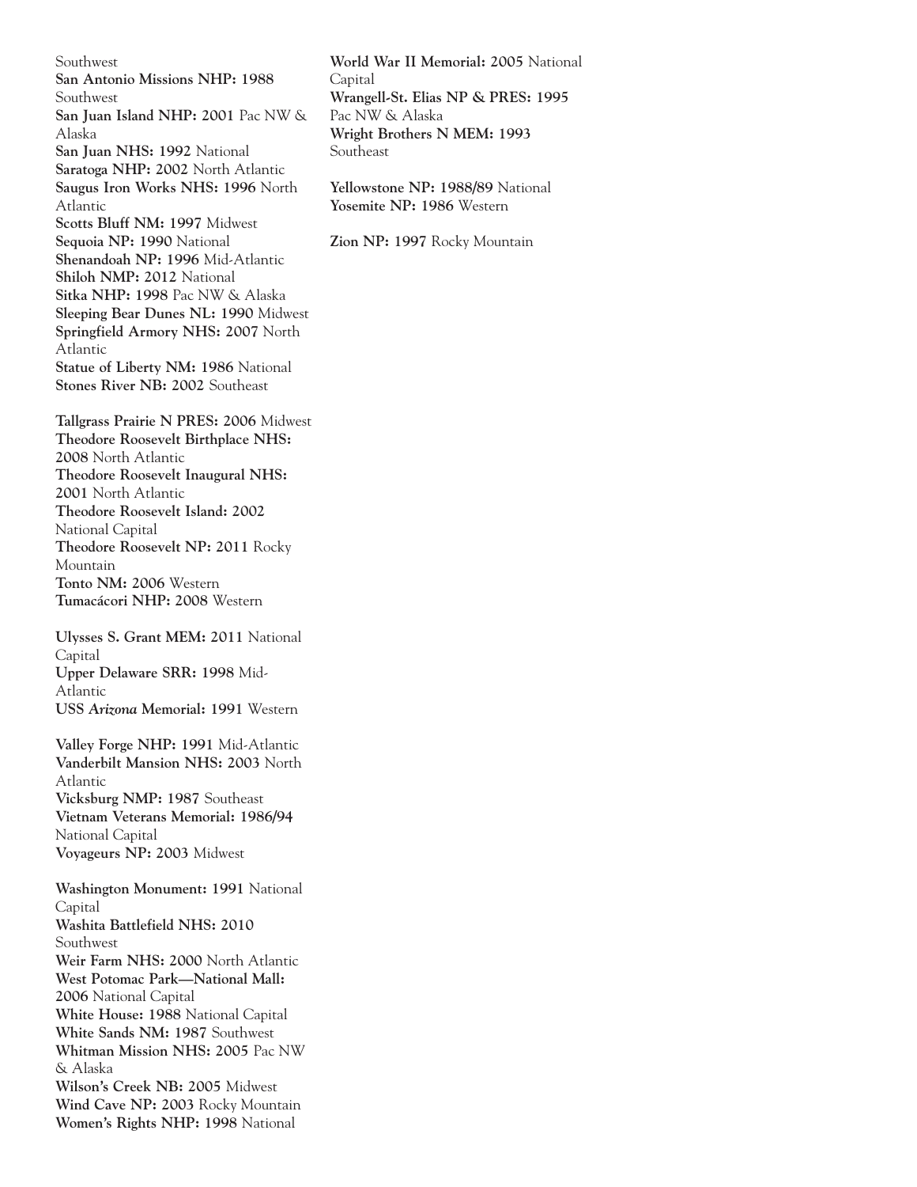Southwest

**San Antonio Missions NHP: 1988** Southwest

**San Juan Island NHP: 2001** Pac NW & Alaska

**San Juan NHS: 1992** National

**Saratoga NHP: 2002** North Atlantic

**Saugus Iron Works NHS: 1996** North Atlantic

**Scotts Bluff NM: 1997** Midwest

**Sequoia NP: 1990** National

**Shenandoah NP: 1996** Mid-Atlantic

**Shiloh NMP: 2012** National

**Sitka NHP: 1998** Pac NW & Alaska

**Sleeping Bear Dunes NL: 1990** Midwest

**Springfield Armory NHS: 2007** North Atlantic

**Statue of Liberty NM: 1986** National

**Stones River NB: 2002** Southeast

**Tallgrass Prairie N PRES: 2006** Midwest

**Theodore Roosevelt Birthplace NHS: 2008** North Atlantic

**Theodore Roosevelt Inaugural NHS: 2001** North Atlantic

**Theodore Roosevelt Island: 2002** National Capital

**Theodore Roosevelt NP: 2011** Rocky Mountain

**Tonto NM: 2006** Western

**Tumacácori NHP: 2008** Western

**Ulysses S. Grant MEM: 2011** National Capital

**Upper Delaware SRR: 1998** Mid-Atlantic

**USS *Arizona* Memorial: 1991** Western

**Valley Forge NHP: 1991** Mid-Atlantic

**Vanderbilt Mansion NHS: 2003** North Atlantic

**Vicksburg NMP: 1987** Southeast

**Vietnam Veterans Memorial: 1986/94** National Capital

**Voyageurs NP: 2003** Midwest

**Washington Monument: 1991** National Capital

**Washita Battlefield NHS: 2010** Southwest

**Weir Farm NHS: 2000** North Atlantic

**West Potomac Park—National Mall: 2006** National Capital

**White House: 1988** National Capital

**White Sands NM: 1987** Southwest

**Whitman Mission NHS: 2005** Pac NW & Alaska

**Wilson's Creek NB: 2005** Midwest

**Wind Cave NP: 2003** Rocky Mountain

**Women's Rights NHP: 1998** National

**World War II Memorial: 2005** National Capital

**Wrangell-St. Elias NP & PRES: 1995** Pac NW & Alaska

**Wright Brothers N MEM: 1993** Southeast

**Yellowstone NP: 1988/89** National

**Yosemite NP: 1986** Western

**Zion NP: 1997** Rocky Mountain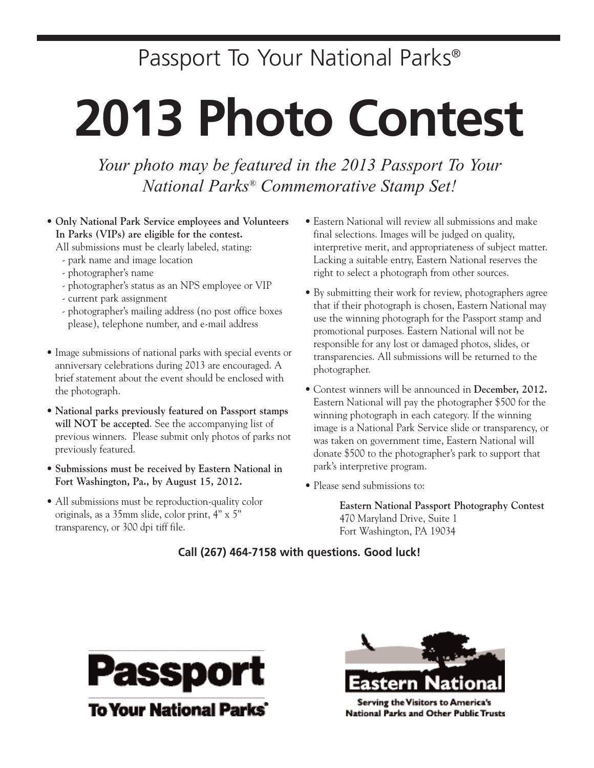Passport To Your National Parks®

# 2013 Photo Contest

*Your photo may be featured in the 2013 Passport To Your National Parks® Commemorative Stamp Set!*

- **Only National Park Service employees and Volunteers In Parks (VIPs) are eligible for the contest.** All submissions must be clearly labeled, stating:
  - park name and image location
  - photographer's name
  - photographer's status as an NPS employee or VIP
  - current park assignment
  - photographer's mailing address (no post office boxes please), telephone number, and e-mail address
- Image submissions of national parks with special events or anniversary celebrations during 2013 are encouraged. A brief statement about the event should be enclosed with the photograph.
- **National parks previously featured on Passport stamps will NOT be accepted**. See the accompanying list of previous winners. Please submit only photos of parks not previously featured.
- **Submissions must be received by Eastern National in Fort Washington, Pa., by August 15, 2012.**
- All submissions must be reproduction-quality color originals, as a 35mm slide, color print, 4" x 5" transparency, or 300 dpi tiff file.
- Eastern National will review all submissions and make final selections. Images will be judged on quality, interpretive merit, and appropriateness of subject matter. Lacking a suitable entry, Eastern National reserves the right to select a photograph from other sources.
- By submitting their work for review, photographers agree that if their photograph is chosen, Eastern National may use the winning photograph for the Passport stamp and promotional purposes. Eastern National will not be responsible for any lost or damaged photos, slides, or transparencies. All submissions will be returned to the photographer.
- Contest winners will be announced in **December, 2012.** Eastern National will pay the photographer $500 for the winning photograph in each category. If the winning image is a National Park Service slide or transparency, or was taken on government time, Eastern National will donate $500 to the photographer's park to support that park's interpretive program.
- Please send submissions to:

  **Eastern National Passport Photography Contest**
  470 Maryland Drive, Suite 1
  Fort Washington, PA 19034

**Call (267) 464-7158 with questions. Good luck!**

**Passport To Your National Parks®**

**Eastern National**
Serving the Visitors to America's National Parks and Other Public Trusts